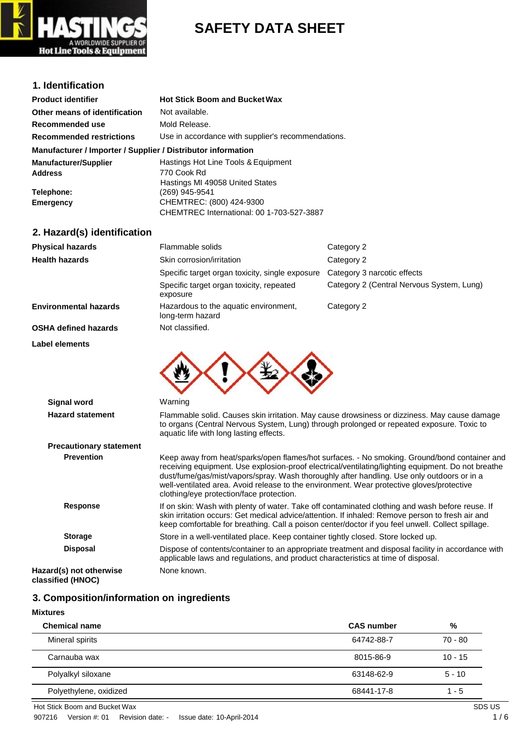# SAFETY DATA SHEET

## 1. Identification

| | |
|---|---|
| **Product identifier** | **Hot Stick Boom and Bucket Wax** |
| **Other means of identification** | Not available. |
| **Recommended use** | Mold Release. |
| **Recommended restrictions** | Use in accordance with supplier's recommendations. |

**Manufacturer / Importer / Supplier / Distributor information**

| | |
|---|---|
| **Manufacturer/Supplier** | Hastings Hot Line Tools & Equipment |
| **Address** | 770 Cook Rd<br>Hastings MI 49058 United States |
| **Telephone:** | (269) 945-9541 |
| **Emergency** | CHEMTREC: (800) 424-9300<br>CHEMTREC International: 00 1-703-527-3887 |

## 2. Hazard(s) identification

| | | |
|---|---|---|
| **Physical hazards** | Flammable solids | Category 2 |
| **Health hazards** | Skin corrosion/irritation | Category 2 |
| | Specific target organ toxicity, single exposure | Category 3 narcotic effects |
| | Specific target organ toxicity, repeated exposure | Category 2 (Central Nervous System, Lung) |
| **Environmental hazards** | Hazardous to the aquatic environment, long-term hazard | Category 2 |
| **OSHA defined hazards** | Not classified. | |

**Label elements**

**Signal word** Warning

**Hazard statement** Flammable solid. Causes skin irritation. May cause drowsiness or dizziness. May cause damage to organs (Central Nervous System, Lung) through prolonged or repeated exposure. Toxic to aquatic life with long lasting effects.

**Precautionary statement**

**Prevention** Keep away from heat/sparks/open flames/hot surfaces. - No smoking. Ground/bond container and receiving equipment. Use explosion-proof electrical/ventilating/lighting equipment. Do not breathe dust/fume/gas/mist/vapors/spray. Wash thoroughly after handling. Use only outdoors or in a well-ventilated area. Avoid release to the environment. Wear protective gloves/protective clothing/eye protection/face protection.

**Response** If on skin: Wash with plenty of water. Take off contaminated clothing and wash before reuse. If skin irritation occurs: Get medical advice/attention. If inhaled: Remove person to fresh air and keep comfortable for breathing. Call a poison center/doctor if you feel unwell. Collect spillage.

**Storage** Store in a well-ventilated place. Keep container tightly closed. Store locked up.

**Disposal** Dispose of contents/container to an appropriate treatment and disposal facility in accordance with applicable laws and regulations, and product characteristics at time of disposal.

**Hazard(s) not otherwise classified (HNOC)** None known.

## 3. Composition/information on ingredients

**Mixtures**

| Chemical name | CAS number | % |
|---|---|---|
| Mineral spirits | 64742-88-7 | 70 - 80 |
| Carnauba wax | 8015-86-9 | 10 - 15 |
| Polyalkyl siloxane | 63148-62-9 | 5 - 10 |
| Polyethylene, oxidized | 68441-17-8 | 1 - 5 |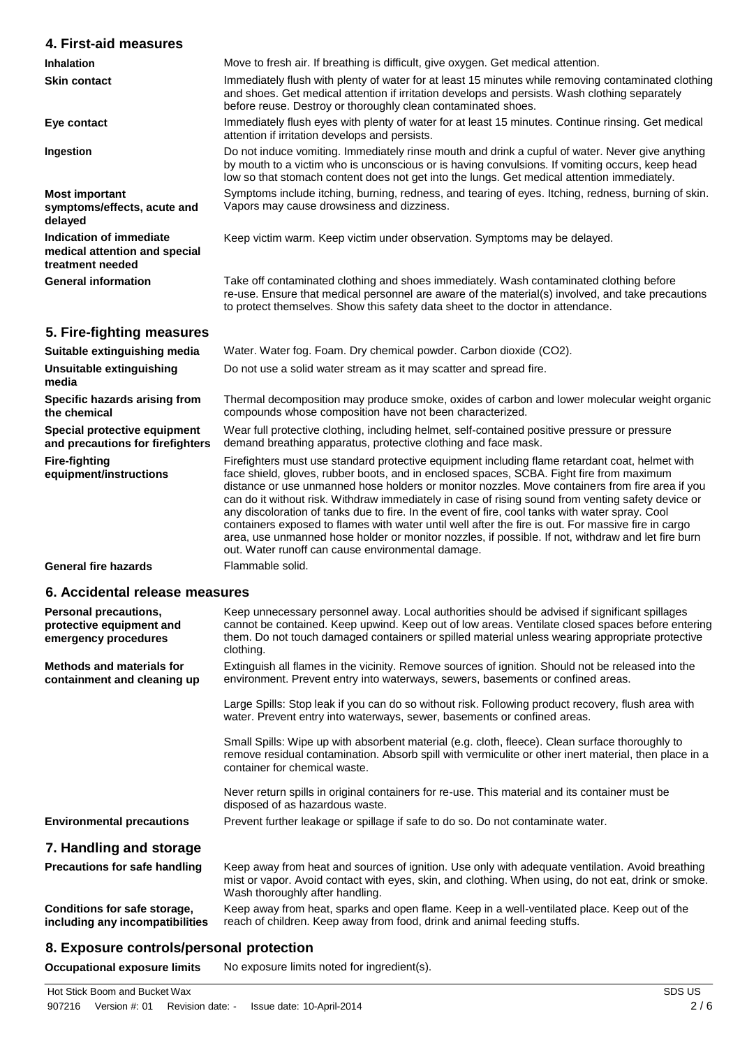## 4. First-aid measures

| | |
|---|---|
| **Inhalation** | Move to fresh air. If breathing is difficult, give oxygen. Get medical attention. |
| **Skin contact** | Immediately flush with plenty of water for at least 15 minutes while removing contaminated clothing and shoes. Get medical attention if irritation develops and persists. Wash clothing separately before reuse. Destroy or thoroughly clean contaminated shoes. |
| **Eye contact** | Immediately flush eyes with plenty of water for at least 15 minutes. Continue rinsing. Get medical attention if irritation develops and persists. |
| **Ingestion** | Do not induce vomiting. Immediately rinse mouth and drink a cupful of water. Never give anything by mouth to a victim who is unconscious or is having convulsions. If vomiting occurs, keep head low so that stomach content does not get into the lungs. Get medical attention immediately. |
| **Most important symptoms/effects, acute and delayed** | Symptoms include itching, burning, redness, and tearing of eyes. Itching, redness, burning of skin. Vapors may cause drowsiness and dizziness. |
| **Indication of immediate medical attention and special treatment needed** | Keep victim warm. Keep victim under observation. Symptoms may be delayed. |
| **General information** | Take off contaminated clothing and shoes immediately. Wash contaminated clothing before re-use. Ensure that medical personnel are aware of the material(s) involved, and take precautions to protect themselves. Show this safety data sheet to the doctor in attendance. |

## 5. Fire-fighting measures

| | |
|---|---|
| **Suitable extinguishing media** | Water. Water fog. Foam. Dry chemical powder. Carbon dioxide ($CO_2$). |
| **Unsuitable extinguishing media** | Do not use a solid water stream as it may scatter and spread fire. |
| **Specific hazards arising from the chemical** | Thermal decomposition may produce smoke, oxides of carbon and lower molecular weight organic compounds whose composition have not been characterized. |
| **Special protective equipment and precautions for firefighters** | Wear full protective clothing, including helmet, self-contained positive pressure or pressure demand breathing apparatus, protective clothing and face mask. |
| **Fire-fighting equipment/instructions** | Firefighters must use standard protective equipment including flame retardant coat, helmet with face shield, gloves, rubber boots, and in enclosed spaces, SCBA. Fight fire from maximum distance or use unmanned hose holders or monitor nozzles. Move containers from fire area if you can do it without risk. Withdraw immediately in case of rising sound from venting safety device or any discoloration of tanks due to fire. In the event of fire, cool tanks with water spray. Cool containers exposed to flames with water until well after the fire is out. For massive fire in cargo area, use unmanned hose holder or monitor nozzles, if possible. If not, withdraw and let fire burn out. Water runoff can cause environmental damage. |
| **General fire hazards** | Flammable solid. |

## 6. Accidental release measures

| | |
|---|---|
| **Personal precautions, protective equipment and emergency procedures** | Keep unnecessary personnel away. Local authorities should be advised if significant spillages cannot be contained. Keep upwind. Keep out of low areas. Ventilate closed spaces before entering them. Do not touch damaged containers or spilled material unless wearing appropriate protective clothing. |
| **Methods and materials for containment and cleaning up** | Extinguish all flames in the vicinity. Remove sources of ignition. Should not be released into the environment. Prevent entry into waterways, sewers, basements or confined areas.<br><br>Large Spills: Stop leak if you can do so without risk. Following product recovery, flush area with water. Prevent entry into waterways, sewer, basements or confined areas.<br><br>Small Spills: Wipe up with absorbent material (e.g. cloth, fleece). Clean surface thoroughly to remove residual contamination. Absorb spill with vermiculite or other inert material, then place in a container for chemical waste.<br><br>Never return spills in original containers for re-use. This material and its container must be disposed of as hazardous waste. |
| **Environmental precautions** | Prevent further leakage or spillage if safe to do so. Do not contaminate water. |

## 7. Handling and storage

| | |
|---|---|
| **Precautions for safe handling** | Keep away from heat and sources of ignition. Use only with adequate ventilation. Avoid breathing mist or vapor. Avoid contact with eyes, skin, and clothing. When using, do not eat, drink or smoke. Wash thoroughly after handling. |
| **Conditions for safe storage, including any incompatibilities** | Keep away from heat, sparks and open flame. Keep in a well-ventilated place. Keep out of the reach of children. Keep away from food, drink and animal feeding stuffs. |

## 8. Exposure controls/personal protection

| | |
|---|---|
| **Occupational exposure limits** | No exposure limits noted for ingredient(s). |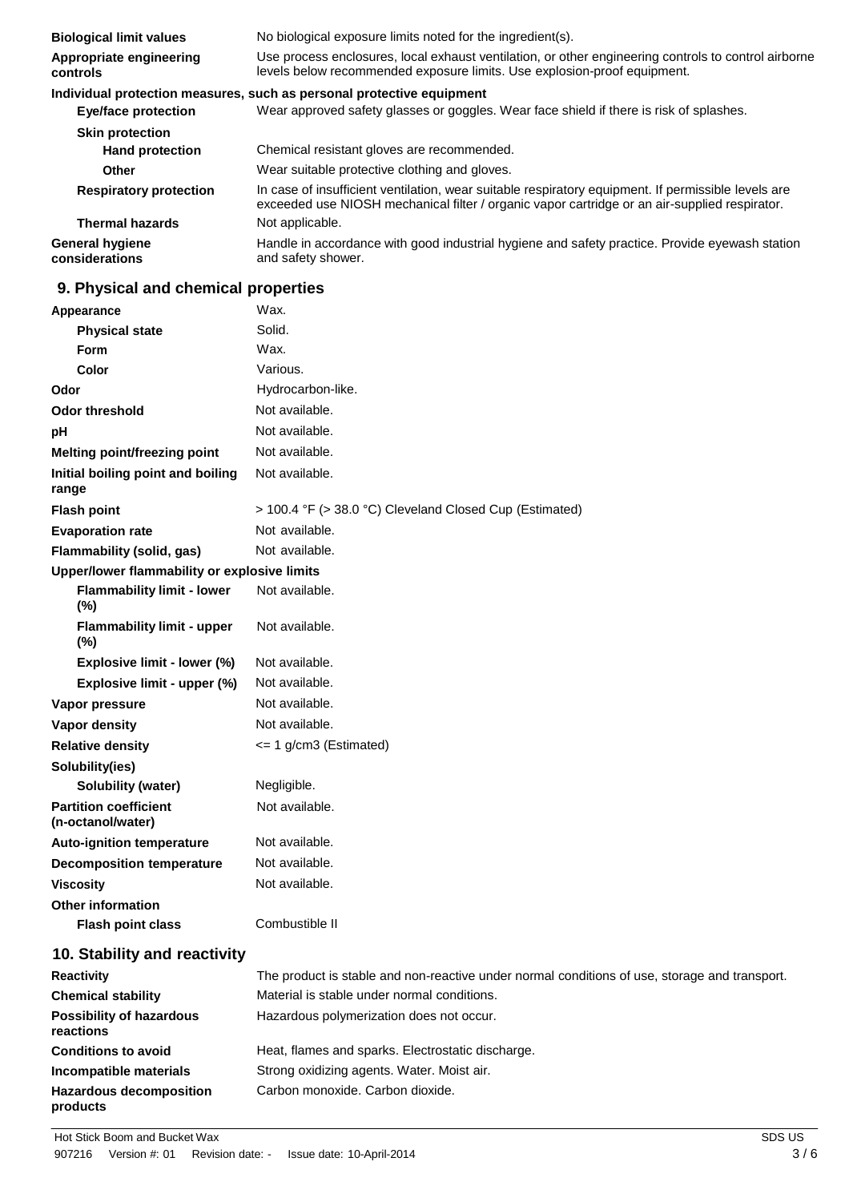| | |
|---|---|
| **Biological limit values** | No biological exposure limits noted for the ingredient(s). |
| **Appropriate engineering controls** | Use process enclosures, local exhaust ventilation, or other engineering controls to control airborne levels below recommended exposure limits. Use explosion-proof equipment. |

**Individual protection measures, such as personal protective equipment**

| | |
|---|---|
| **Eye/face protection** | Wear approved safety glasses or goggles. Wear face shield if there is risk of splashes. |
| **Skin protection** | |
| **Hand protection** | Chemical resistant gloves are recommended. |
| **Other** | Wear suitable protective clothing and gloves. |
| **Respiratory protection** | In case of insufficient ventilation, wear suitable respiratory equipment. If permissible levels are exceeded use NIOSH mechanical filter / organic vapor cartridge or an air-supplied respirator. |
| **Thermal hazards** | Not applicable. |
| **General hygiene considerations** | Handle in accordance with good industrial hygiene and safety practice. Provide eyewash station and safety shower. |

## 9. Physical and chemical properties

| | |
|---|---|
| **Appearance** | Wax. |
| **Physical state** | Solid. |
| **Form** | Wax. |
| **Color** | Various. |
| **Odor** | Hydrocarbon-like. |
| **Odor threshold** | Not available. |
| **pH** | Not available. |
| **Melting point/freezing point** | Not available. |
| **Initial boiling point and boiling range** | Not available. |
| **Flash point** | > 100.4 °F (> 38.0 °C) Cleveland Closed Cup (Estimated) |
| **Evaporation rate** | Not available. |
| **Flammability (solid, gas)** | Not available. |
| **Upper/lower flammability or explosive limits** | |
| **Flammability limit - lower (%)** | Not available. |
| **Flammability limit - upper (%)** | Not available. |
| **Explosive limit - lower (%)** | Not available. |
| **Explosive limit - upper (%)** | Not available. |
| **Vapor pressure** | Not available. |
| **Vapor density** | Not available. |
| **Relative density** | <= 1 g/cm3 (Estimated) |
| **Solubility(ies)** | |
| **Solubility (water)** | Negligible. |
| **Partition coefficient (n-octanol/water)** | Not available. |
| **Auto-ignition temperature** | Not available. |
| **Decomposition temperature** | Not available. |
| **Viscosity** | Not available. |
| **Other information** | |
| **Flash point class** | Combustible II |

## 10. Stability and reactivity

| | |
|---|---|
| **Reactivity** | The product is stable and non-reactive under normal conditions of use, storage and transport. |
| **Chemical stability** | Material is stable under normal conditions. |
| **Possibility of hazardous reactions** | Hazardous polymerization does not occur. |
| **Conditions to avoid** | Heat, flames and sparks. Electrostatic discharge. |
| **Incompatible materials** | Strong oxidizing agents. Water. Moist air. |
| **Hazardous decomposition products** | Carbon monoxide. Carbon dioxide. |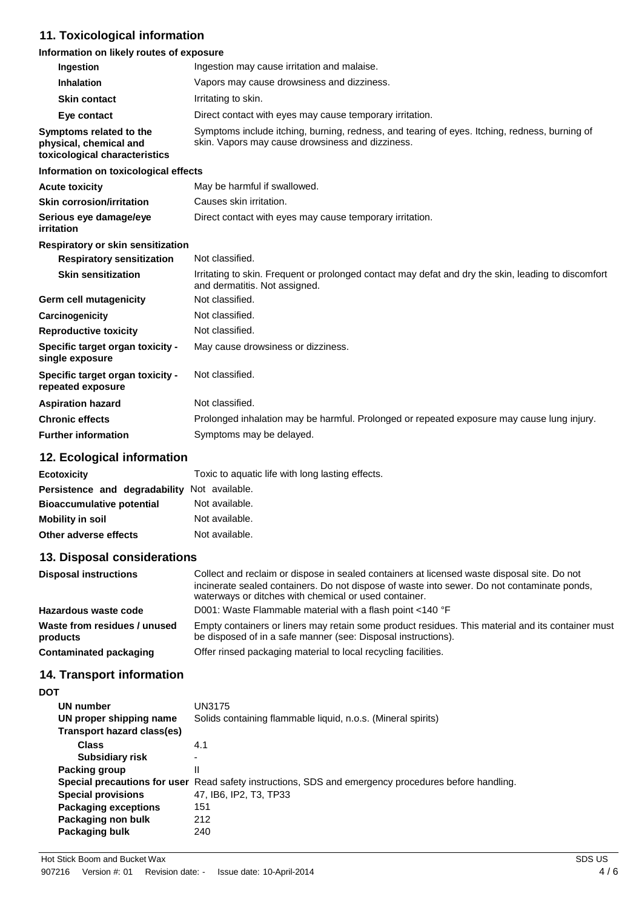## 11. Toxicological information

### Information on likely routes of exposure

| | |
|---|---|
| **Ingestion** | Ingestion may cause irritation and malaise. |
| **Inhalation** | Vapors may cause drowsiness and dizziness. |
| **Skin contact** | Irritating to skin. |
| **Eye contact** | Direct contact with eyes may cause temporary irritation. |
| **Symptoms related to the physical, chemical and toxicological characteristics** | Symptoms include itching, burning, redness, and tearing of eyes. Itching, redness, burning of skin. Vapors may cause drowsiness and dizziness. |

### Information on toxicological effects

| | |
|---|---|
| **Acute toxicity** | May be harmful if swallowed. |
| **Skin corrosion/irritation** | Causes skin irritation. |
| **Serious eye damage/eye irritation** | Direct contact with eyes may cause temporary irritation. |
| **Respiratory or skin sensitization** | |
| **Respiratory sensitization** | Not classified. |
| **Skin sensitization** | Irritating to skin. Frequent or prolonged contact may defat and dry the skin, leading to discomfort and dermatitis. Not assigned. |
| **Germ cell mutagenicity** | Not classified. |
| **Carcinogenicity** | Not classified. |
| **Reproductive toxicity** | Not classified. |
| **Specific target organ toxicity - single exposure** | May cause drowsiness or dizziness. |
| **Specific target organ toxicity - repeated exposure** | Not classified. |
| **Aspiration hazard** | Not classified. |
| **Chronic effects** | Prolonged inhalation may be harmful. Prolonged or repeated exposure may cause lung injury. |
| **Further information** | Symptoms may be delayed. |

## 12. Ecological information

| | |
|---|---|
| **Ecotoxicity** | Toxic to aquatic life with long lasting effects. |
| **Persistence and degradability** | Not available. |
| **Bioaccumulative potential** | Not available. |
| **Mobility in soil** | Not available. |
| **Other adverse effects** | Not available. |

## 13. Disposal considerations

| | |
|---|---|
| **Disposal instructions** | Collect and reclaim or dispose in sealed containers at licensed waste disposal site. Do not incinerate sealed containers. Do not dispose of waste into sewer. Do not contaminate ponds, waterways or ditches with chemical or used container. |
| **Hazardous waste code** | D001: Waste Flammable material with a flash point <140 °F |
| **Waste from residues / unused products** | Empty containers or liners may retain some product residues. This material and its container must be disposed of in a safe manner (see: Disposal instructions). |
| **Contaminated packaging** | Offer rinsed packaging material to local recycling facilities. |

## 14. Transport information

**DOT**

| | |
|---|---|
| **UN number** | UN3175 |
| **UN proper shipping name** | Solids containing flammable liquid, n.o.s. (Mineral spirits) |
| **Transport hazard class(es)** | |
| **Class** | 4.1 |
| **Subsidiary risk** | - |
| **Packing group** | II |
| **Special precautions for user** | Read safety instructions, SDS and emergency procedures before handling. |
| **Special provisions** | 47, IB6, IP2, T3, TP33 |
| **Packaging exceptions** | 151 |
| **Packaging non bulk** | 212 |
| **Packaging bulk** | 240 |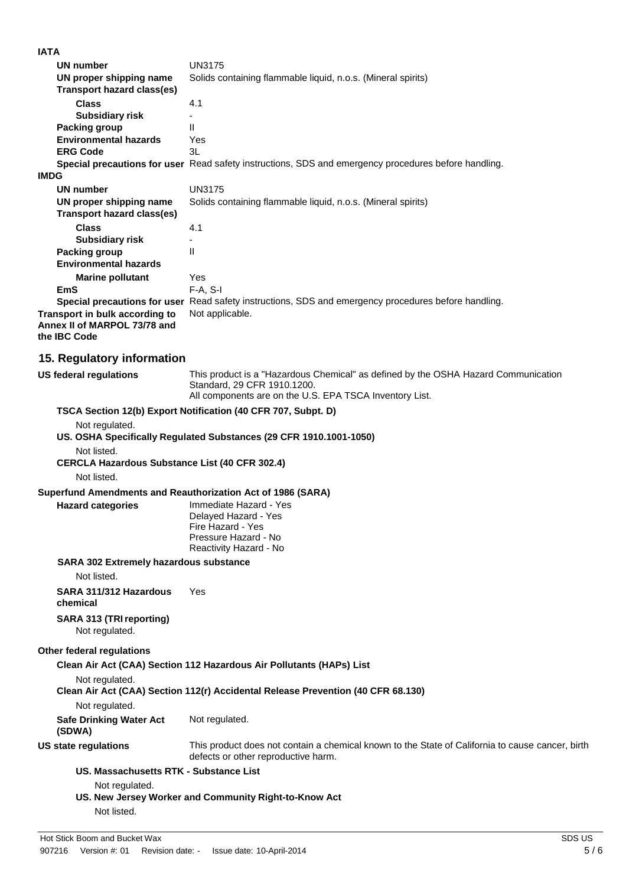**IATA**

| | |
|---|---|
| **UN number** | UN3175 |
| **UN proper shipping name** | Solids containing flammable liquid, n.o.s. (Mineral spirits) |
| **Transport hazard class(es)** | |
| **Class** | 4.1 |
| **Subsidiary risk** | - |
| **Packing group** | II |
| **Environmental hazards** | Yes |
| **ERG Code** | 3L |
| **Special precautions for user** | Read safety instructions, SDS and emergency procedures before handling. |

**IMDG**

| | |
|---|---|
| **UN number** | UN3175 |
| **UN proper shipping name** | Solids containing flammable liquid, n.o.s. (Mineral spirits) |
| **Transport hazard class(es)** | |
| **Class** | 4.1 |
| **Subsidiary risk** | - |
| **Packing group** | II |
| **Environmental hazards** | |
| **Marine pollutant** | Yes |
| **EmS** | F-A, S-I |
| **Special precautions for user** | Read safety instructions, SDS and emergency procedures before handling. |

**Transport in bulk according to Annex II of MARPOL 73/78 and the IBC Code**: Not applicable.

## 15. Regulatory information

**US federal regulations**: This product is a "Hazardous Chemical" as defined by the OSHA Hazard Communication Standard, 29 CFR 1910.1200.
All components are on the U.S. EPA TSCA Inventory List.

**TSCA Section 12(b) Export Notification (40 CFR 707, Subpt. D)**

Not regulated.

**US. OSHA Specifically Regulated Substances (29 CFR 1910.1001-1050)**

Not listed.

**CERCLA Hazardous Substance List (40 CFR 302.4)**

Not listed.

**Superfund Amendments and Reauthorization Act of 1986 (SARA)**

**Hazard categories**:
Immediate Hazard - Yes
Delayed Hazard - Yes
Fire Hazard - Yes
Pressure Hazard - No
Reactivity Hazard - No

**SARA 302 Extremely hazardous substance**

Not listed.

**SARA 311/312 Hazardous chemical**: Yes

**SARA 313 (TRI reporting)**

Not regulated.

**Other federal regulations**

**Clean Air Act (CAA) Section 112 Hazardous Air Pollutants (HAPs) List**

Not regulated.

**Clean Air Act (CAA) Section 112(r) Accidental Release Prevention (40 CFR 68.130)**

Not regulated.

**Safe Drinking Water Act (SDWA)**: Not regulated.

**US state regulations**: This product does not contain a chemical known to the State of California to cause cancer, birth defects or other reproductive harm.

**US. Massachusetts RTK - Substance List**

Not regulated.

**US. New Jersey Worker and Community Right-to-Know Act**

Not listed.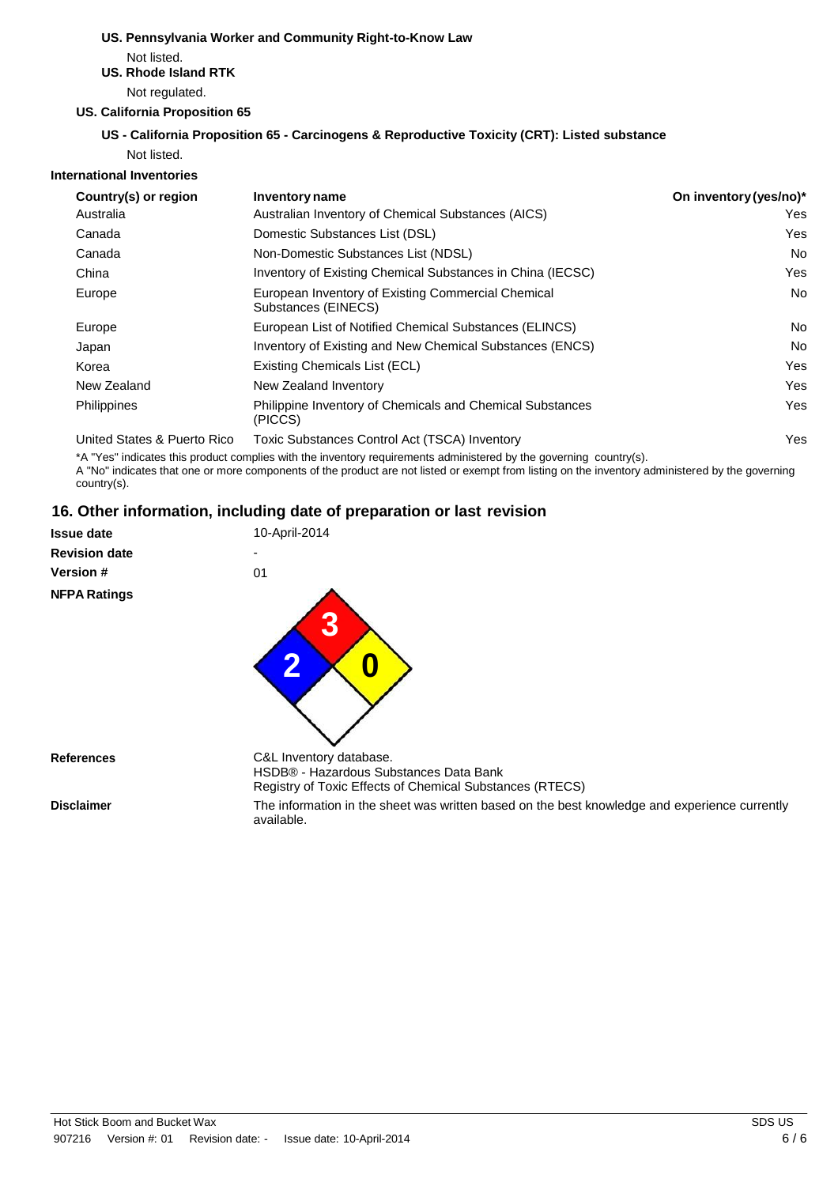**US. Pennsylvania Worker and Community Right-to-Know Law**

Not listed.

**US. Rhode Island RTK**

Not regulated.

**US. California Proposition 65**

**US - California Proposition 65 - Carcinogens & Reproductive Toxicity (CRT): Listed substance**

Not listed.

**International Inventories**

| Country(s) or region | Inventory name | On inventory (yes/no)* |
|---|---|---|
| Australia | Australian Inventory of Chemical Substances (AICS) | Yes |
| Canada | Domestic Substances List (DSL) | Yes |
| Canada | Non-Domestic Substances List (NDSL) | No |
| China | Inventory of Existing Chemical Substances in China (IECSC) | Yes |
| Europe | European Inventory of Existing Commercial Chemical Substances (EINECS) | No |
| Europe | European List of Notified Chemical Substances (ELINCS) | No |
| Japan | Inventory of Existing and New Chemical Substances (ENCS) | No |
| Korea | Existing Chemicals List (ECL) | Yes |
| New Zealand | New Zealand Inventory | Yes |
| Philippines | Philippine Inventory of Chemicals and Chemical Substances (PICCS) | Yes |
| United States & Puerto Rico | Toxic Substances Control Act (TSCA) Inventory | Yes |

*A "Yes" indicates this product complies with the inventory requirements administered by the governing country(s).
A "No" indicates that one or more components of the product are not listed or exempt from listing on the inventory administered by the governing country(s).

## 16. Other information, including date of preparation or last revision

**Issue date** 10-April-2014

**Revision date** -

**Version #** 01

**NFPA Ratings**

3
2 0

**References** C&L Inventory database.
HSDB® - Hazardous Substances Data Bank
Registry of Toxic Effects of Chemical Substances (RTECS)

**Disclaimer** The information in the sheet was written based on the best knowledge and experience currently available.